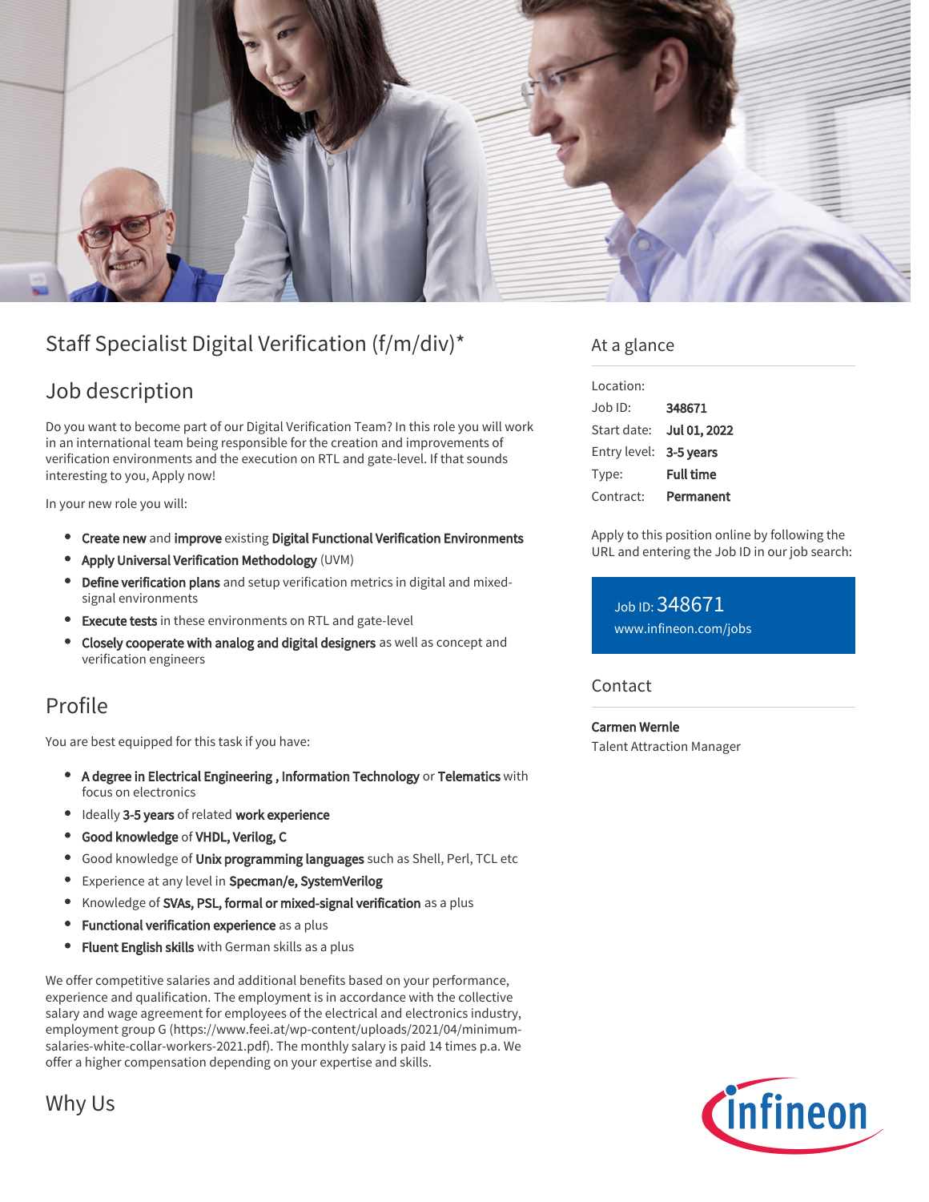# Staff Specialist Digital Verification (f/m/div)*

## Job description

Do you want to become part of our Digital Verification Team? In this role you will work in an international team being responsible for the creation and improvements of verification environments and the execution on RTL and gate-level. If that sounds interesting to you, Apply now!

In your new role you will:

- **Create new** and **improve** existing **Digital Functional Verification Environments**
- **Apply Universal Verification Methodology** (UVM)
- **Define verification plans** and setup verification metrics in digital and mixed-signal environments
- **Execute tests** in these environments on RTL and gate-level
- **Closely cooperate with analog and digital designers** as well as concept and verification engineers

## Profile

You are best equipped for this task if you have:

- **A degree in Electrical Engineering , Information Technology** or **Telematics** with focus on electronics
- Ideally **3-5 years** of related **work experience**
- **Good knowledge** of **VHDL, Verilog, C**
- Good knowledge of **Unix programming languages** such as Shell, Perl, TCL etc
- Experience at any level in **Specman/e, SystemVerilog**
- Knowledge of **SVAs, PSL, formal or mixed-signal verification** as a plus
- **Functional verification experience** as a plus
- **Fluent English skills** with German skills as a plus

We offer competitive salaries and additional benefits based on your performance, experience and qualification. The employment is in accordance with the collective salary and wage agreement for employees of the electrical and electronics industry, employment group G (https://www.feei.at/wp-content/uploads/2021/04/minimum-salaries-white-collar-workers-2021.pdf). The monthly salary is paid 14 times p.a. We offer a higher compensation depending on your expertise and skills.

## Why Us

## At a glance

| | |
|---|---|
| Location: | |
| Job ID: | **348671** |
| Start date: | **Jul 01, 2022** |
| Entry level: | **3-5 years** |
| Type: | **Full time** |
| Contract: | **Permanent** |

Apply to this position online by following the URL and entering the Job ID in our job search:

Job ID: 348671
www.infineon.com/jobs

## Contact

**Carmen Wernle**
Talent Attraction Manager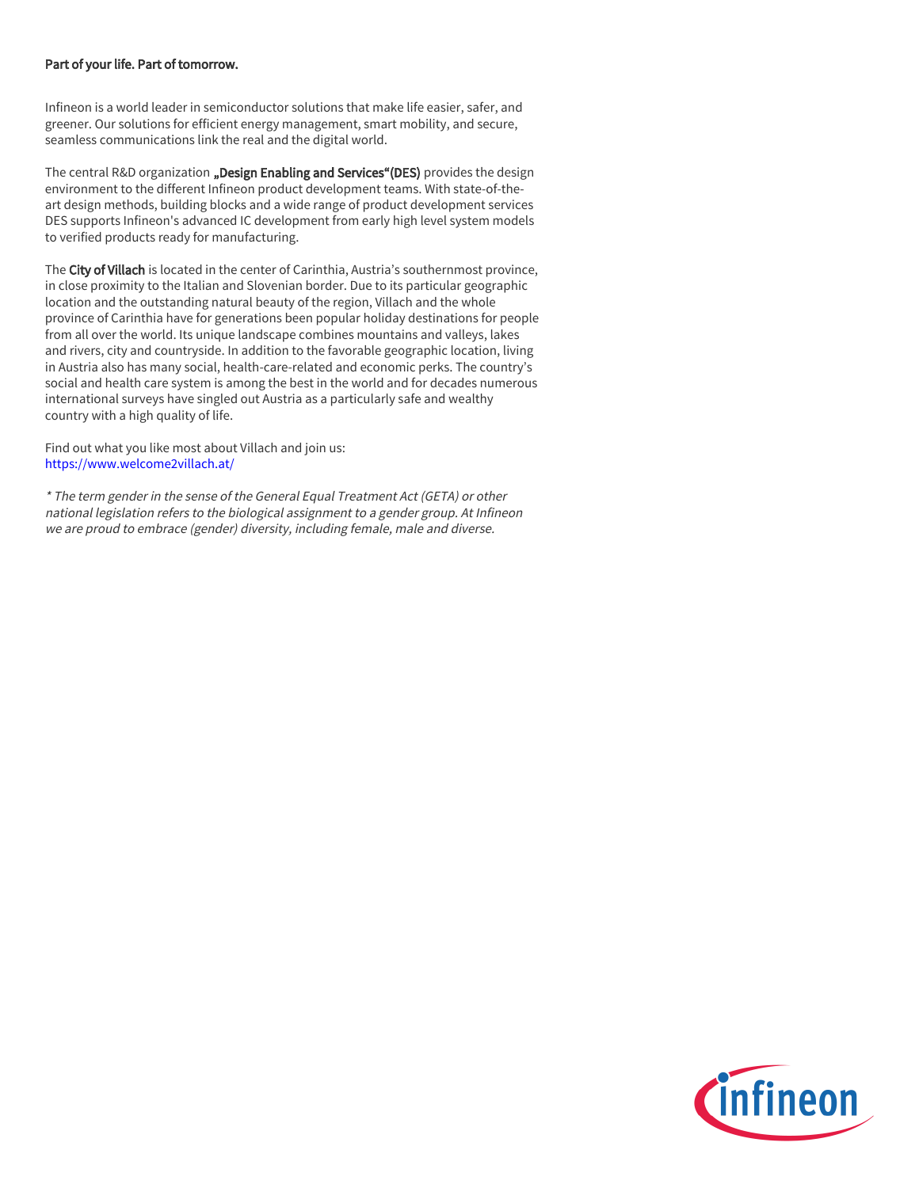**Part of your life. Part of tomorrow.**

Infineon is a world leader in semiconductor solutions that make life easier, safer, and greener. Our solutions for efficient energy management, smart mobility, and secure, seamless communications link the real and the digital world.

The central R&D organization **„Design Enabling and Services“(DES)** provides the design environment to the different Infineon product development teams. With state-of-the-art design methods, building blocks and a wide range of product development services DES supports Infineon's advanced IC development from early high level system models to verified products ready for manufacturing.

The **City of Villach** is located in the center of Carinthia, Austria’s southernmost province, in close proximity to the Italian and Slovenian border. Due to its particular geographic location and the outstanding natural beauty of the region, Villach and the whole province of Carinthia have for generations been popular holiday destinations for people from all over the world. Its unique landscape combines mountains and valleys, lakes and rivers, city and countryside. In addition to the favorable geographic location, living in Austria also has many social, health-care-related and economic perks. The country’s social and health care system is among the best in the world and for decades numerous international surveys have singled out Austria as a particularly safe and wealthy country with a high quality of life.

Find out what you like most about Villach and join us:
https://www.welcome2villach.at/

*\* The term gender in the sense of the General Equal Treatment Act (GETA) or other national legislation refers to the biological assignment to a gender group. At Infineon we are proud to embrace (gender) diversity, including female, male and diverse.*